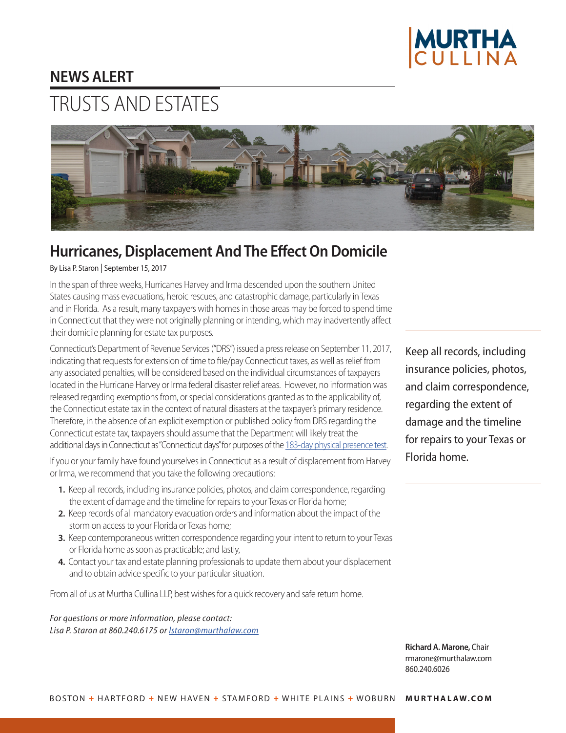# NEWS ALERT

## TRUSTS AND ESTATES

## Hurricanes, Displacement And The Effect On Domicile

By Lisa P. Staron | September 15, 2017

In the span of three weeks, Hurricanes Harvey and Irma descended upon the southern United States causing mass evacuations, heroic rescues, and catastrophic damage, particularly in Texas and in Florida. As a result, many taxpayers with homes in those areas may be forced to spend time in Connecticut that they were not originally planning or intending, which may inadvertently affect their domicile planning for estate tax purposes.

Connecticut's Department of Revenue Services ("DRS") issued a press release on September 11, 2017, indicating that requests for extension of time to file/pay Connecticut taxes, as well as relief from any associated penalties, will be considered based on the individual circumstances of taxpayers located in the Hurricane Harvey or Irma federal disaster relief areas. However, no information was released regarding exemptions from, or special considerations granted as to the applicability of, the Connecticut estate tax in the context of natural disasters at the taxpayer's primary residence. Therefore, in the absence of an explicit exemption or published policy from DRS regarding the Connecticut estate tax, taxpayers should assume that the Department will likely treat the additional days in Connecticut as "Connecticut days" for purposes of the 183-day physical presence test.

If you or your family have found yourselves in Connecticut as a result of displacement from Harvey or Irma, we recommend that you take the following precautions:

1. Keep all records, including insurance policies, photos, and claim correspondence, regarding the extent of damage and the timeline for repairs to your Texas or Florida home;
2. Keep records of all mandatory evacuation orders and information about the impact of the storm on access to your Florida or Texas home;
3. Keep contemporaneous written correspondence regarding your intent to return to your Texas or Florida home as soon as practicable; and lastly,
4. Contact your tax and estate planning professionals to update them about your displacement and to obtain advice specific to your particular situation.

From all of us at Murtha Cullina LLP, best wishes for a quick recovery and safe return home.

*For questions or more information, please contact:*
*Lisa P. Staron at 860.240.6175 or lstaron@murthalaw.com*

Keep all records, including insurance policies, photos, and claim correspondence, regarding the extent of damage and the timeline for repairs to your Texas or Florida home.

**Richard A. Marone,** Chair
rmarone@murthalaw.com
860.240.6026

BOSTON + HARTFORD + NEW HAVEN + STAMFORD + WHITE PLAINS + WOBURN **MURTHALAW.COM**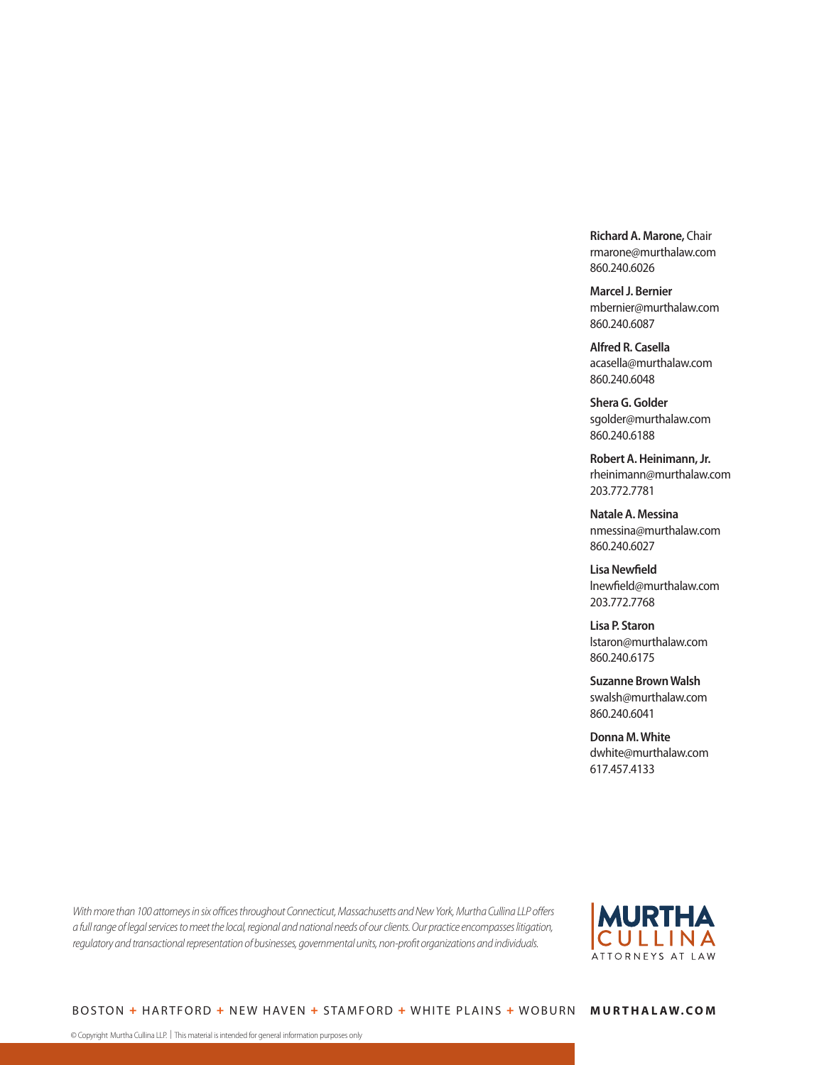**Richard A. Marone,** Chair
rmarone@murthalaw.com
860.240.6026

**Marcel J. Bernier**
mbernier@murthalaw.com
860.240.6087

**Alfred R. Casella**
acasella@murthalaw.com
860.240.6048

**Shera G. Golder**
sgolder@murthalaw.com
860.240.6188

**Robert A. Heinimann, Jr.**
rheinimann@murthalaw.com
203.772.7781

**Natale A. Messina**
nmessina@murthalaw.com
860.240.6027

**Lisa Newfield**
lnewfield@murthalaw.com
203.772.7768

**Lisa P. Staron**
lstaron@murthalaw.com
860.240.6175

**Suzanne Brown Walsh**
swalsh@murthalaw.com
860.240.6041

**Donna M. White**
dwhite@murthalaw.com
617.457.4133

*With more than 100 attorneys in six offices throughout Connecticut, Massachusetts and New York, Murtha Cullina LLP offers a full range of legal services to meet the local, regional and national needs of our clients. Our practice encompasses litigation, regulatory and transactional representation of businesses, governmental units, non-profit organizations and individuals.*

MURTHA CULLINA
ATTORNEYS AT LAW

BOSTON + HARTFORD + NEW HAVEN + STAMFORD + WHITE PLAINS + WOBURN **MURTHALAW.COM**

© Copyright Murtha Cullina LLP. | This material is intended for general information purposes only